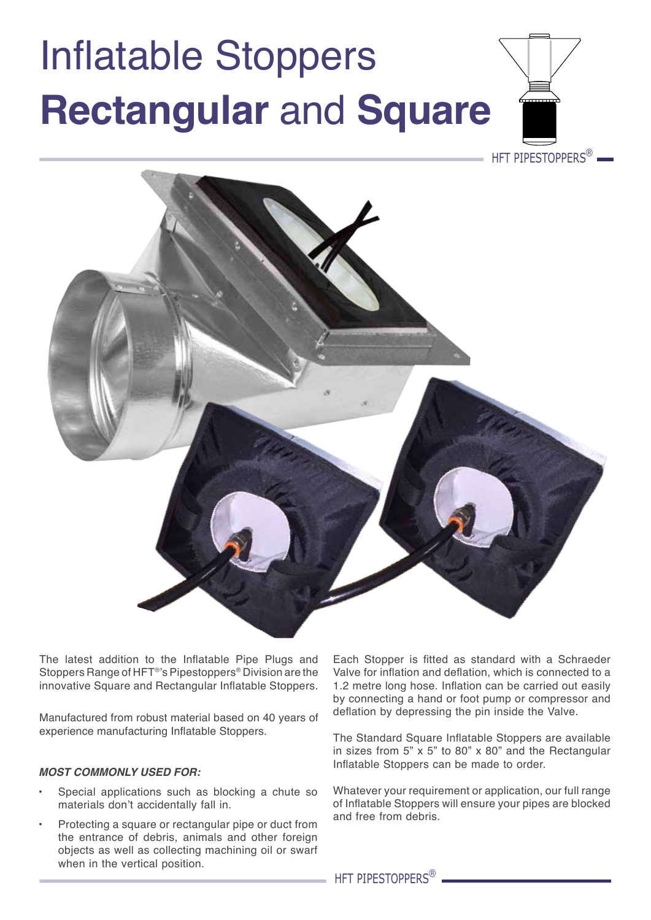# Inflatable Stoppers
# **Rectangular** and **Square**

HFT PIPESTOPPERS®

The latest addition to the Inflatable Pipe Plugs and Stoppers Range of HFT®'s Pipestoppers® Division are the innovative Square and Rectangular Inflatable Stoppers.

Manufactured from robust material based on 40 years of experience manufacturing Inflatable Stoppers.

***MOST COMMONLY USED FOR:***

- Special applications such as blocking a chute so materials don't accidentally fall in.
- Protecting a square or rectangular pipe or duct from the entrance of debris, animals and other foreign objects as well as collecting machining oil or swarf when in the vertical position.

Each Stopper is fitted as standard with a Schraeder Valve for inflation and deflation, which is connected to a 1.2 metre long hose. Inflation can be carried out easily by connecting a hand or foot pump or compressor and deflation by depressing the pin inside the Valve.

The Standard Square Inflatable Stoppers are available in sizes from 5" x 5" to 80" x 80" and the Rectangular Inflatable Stoppers can be made to order.

Whatever your requirement or application, our full range of Inflatable Stoppers will ensure your pipes are blocked and free from debris.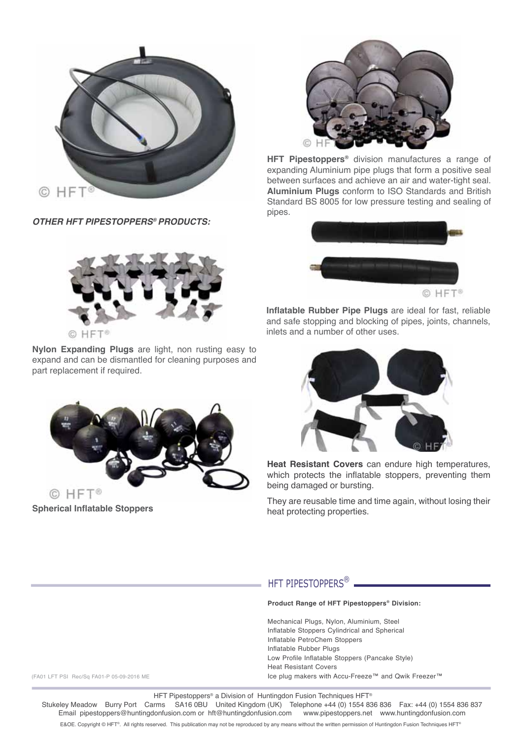***OTHER HFT PIPESTOPPERS® PRODUCTS:***

**Nylon Expanding Plugs** are light, non rusting easy to expand and can be dismantled for cleaning purposes and part replacement if required.

**Spherical Inflatable Stoppers**

**HFT Pipestoppers®** division manufactures a range of expanding Aluminium pipe plugs that form a positive seal between surfaces and achieve an air and water-tight seal. **Aluminium Plugs** conform to ISO Standards and British Standard BS 8005 for low pressure testing and sealing of pipes.

**Inflatable Rubber Pipe Plugs** are ideal for fast, reliable and safe stopping and blocking of pipes, joints, channels, inlets and a number of other uses.

**Heat Resistant Covers** can endure high temperatures, which protects the inflatable stoppers, preventing them being damaged or bursting.

They are reusable time and time again, without losing their heat protecting properties.

## HFT PIPESTOPPERS®

**Product Range of HFT Pipestoppers® Division:**

Mechanical Plugs, Nylon, Aluminium, Steel
Inflatable Stoppers Cylindrical and Spherical
Inflatable PetroChem Stoppers
Inflatable Rubber Plugs
Low Profile Inflatable Stoppers (Pancake Style)
Heat Resistant Covers
Ice plug makers with Accu-Freeze™ and Qwik Freezer™

(FA01 LFT PSI Rec/Sq FA01-P 05-09-2016 ME

HFT Pipestoppers® a Division of Huntingdon Fusion Techniques HFT®
Stukeley Meadow Burry Port Carms SA16 0BU United Kingdom (UK) Telephone +44 (0) 1554 836 836 Fax: +44 (0) 1554 836 837
Email pipestoppers@huntingdonfusion.com or hft@huntingdonfusion.com www.pipestoppers.net www.huntingdonfusion.com

E&OE. Copyright © HFT®. All rights reserved. This publication may not be reproduced by any means without the written permission of Huntingdon Fusion Techniques HFT®